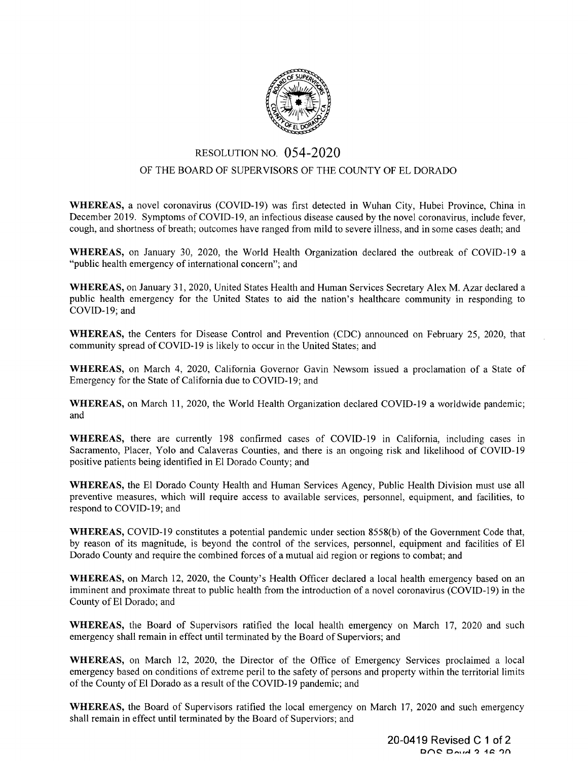# RESOLUTION NO. 054-2020

## OF THE BOARD OF SUPERVISORS OF THE COUNTY OF EL DORADO

**WHEREAS,** a novel coronavirus (COVID-19) was first detected in Wuhan City, Hubei Province, China in December 2019. Symptoms of COVID-19, an infectious disease caused by the novel coronavirus, include fever, cough, and shortness of breath; outcomes have ranged from mild to severe illness, and in some cases death; and

**WHEREAS,** on January 30, 2020, the World Health Organization declared the outbreak of COVID-19 a "public health emergency of international concern"; and

**WHEREAS,** on January 31, 2020, United States Health and Human Services Secretary Alex M. Azar declared a public health emergency for the United States to aid the nation's healthcare community in responding to COVID-19; and

**WHEREAS,** the Centers for Disease Control and Prevention (CDC) announced on February 25, 2020, that community spread of COVID-19 is likely to occur in the United States; and

**WHEREAS,** on March 4, 2020, California Governor Gavin Newsom issued a proclamation of a State of Emergency for the State of California due to COVID-19; and

**WHEREAS,** on March 11, 2020, the World Health Organization declared COVID-19 a worldwide pandemic; and

**WHEREAS,** there are currently 198 confirmed cases of COVID-19 in California, including cases in Sacramento, Placer, Yolo and Calaveras Counties, and there is an ongoing risk and likelihood of COVID-19 positive patients being identified in El Dorado County; and

**WHEREAS,** the El Dorado County Health and Human Services Agency, Public Health Division must use all preventive measures, which will require access to available services, personnel, equipment, and facilities, to respond to COVID-19; and

**WHEREAS,** COVID-19 constitutes a potential pandemic under section 8558(b) of the Government Code that, by reason of its magnitude, is beyond the control of the services, personnel, equipment and facilities of El Dorado County and require the combined forces of a mutual aid region or regions to combat; and

**WHEREAS,** on March 12, 2020, the County's Health Officer declared a local health emergency based on an imminent and proximate threat to public health from the introduction of a novel coronavirus (COVID-19) in the County of El Dorado; and

**WHEREAS,** the Board of Supervisors ratified the local health emergency on March 17, 2020 and such emergency shall remain in effect until terminated by the Board of Superviors; and

**WHEREAS,** on March 12, 2020, the Director of the Office of Emergency Services proclaimed a local emergency based on conditions of extreme peril to the safety of persons and property within the territorial limits of the County of El Dorado as a result of the COVID-19 pandemic; and

**WHEREAS,** the Board of Supervisors ratified the local emergency on March 17, 2020 and such emergency shall remain in effect until terminated by the Board of Superviors; and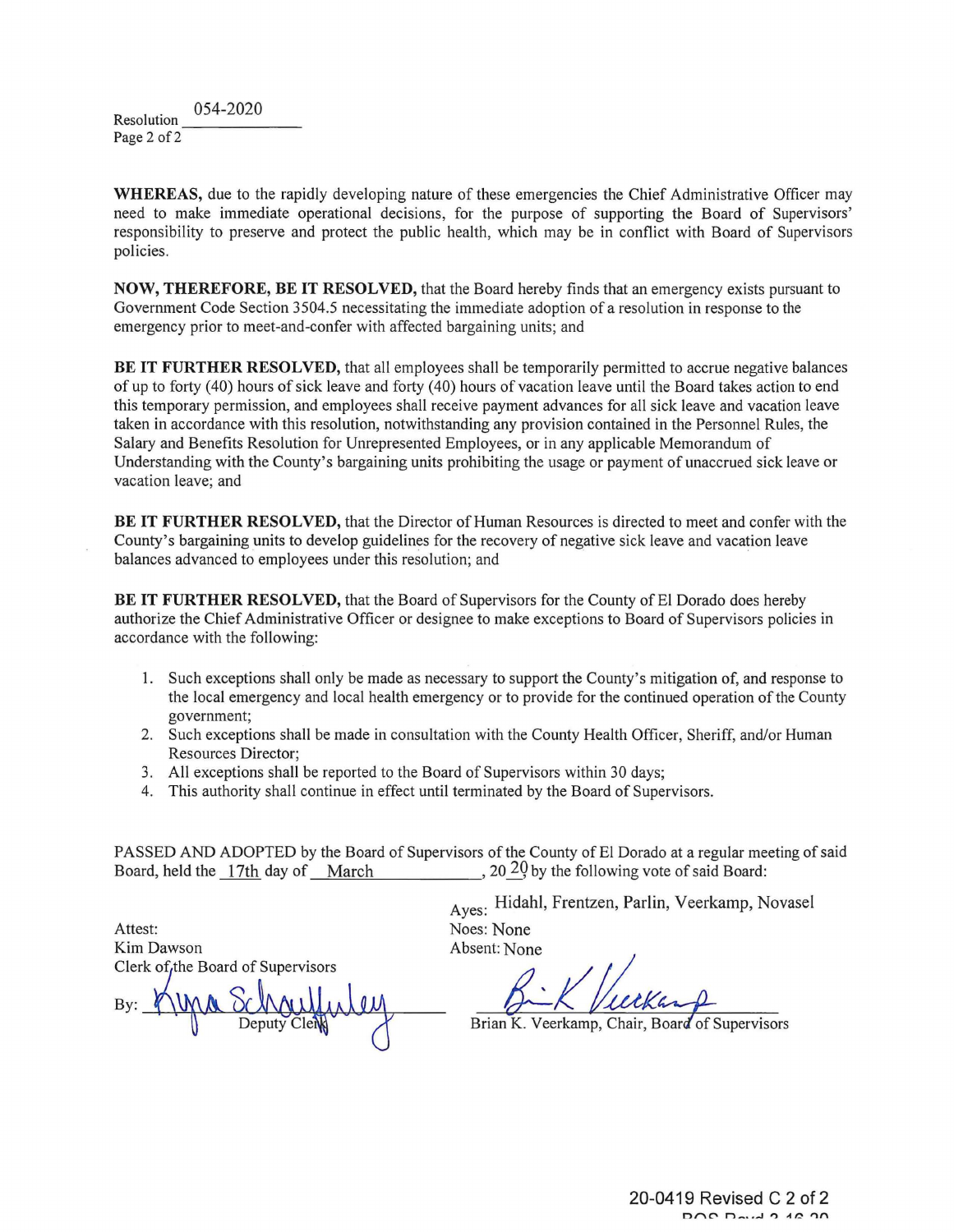Resolution 054-2020

**WHEREAS,** due to the rapidly developing nature of these emergencies the Chief Administrative Officer may need to make immediate operational decisions, for the purpose of supporting the Board of Supervisors' responsibility to preserve and protect the public health, which may be in conflict with Board of Supervisors policies.

**NOW, THEREFORE, BE IT RESOLVED,** that the Board hereby finds that an emergency exists pursuant to Government Code Section 3504.5 necessitating the immediate adoption of a resolution in response to the emergency prior to meet-and-confer with affected bargaining units; and

**BE IT FURTHER RESOLVED,** that all employees shall be temporarily permitted to accrue negative balances of up to forty (40) hours of sick leave and forty (40) hours of vacation leave until the Board takes action to end this temporary permission, and employees shall receive payment advances for all sick leave and vacation leave taken in accordance with this resolution, notwithstanding any provision contained in the Personnel Rules, the Salary and Benefits Resolution for Unrepresented Employees, or in any applicable Memorandum of Understanding with the County's bargaining units prohibiting the usage or payment of unaccrued sick leave or vacation leave; and

**BE IT FURTHER RESOLVED,** that the Director of Human Resources is directed to meet and confer with the County's bargaining units to develop guidelines for the recovery of negative sick leave and vacation leave balances advanced to employees under this resolution; and

**BE IT FURTHER RESOLVED,** that the Board of Supervisors for the County of El Dorado does hereby authorize the Chief Administrative Officer or designee to make exceptions to Board of Supervisors policies in accordance with the following:

1. Such exceptions shall only be made as necessary to support the County's mitigation of, and response to the local emergency and local health emergency or to provide for the continued operation of the County government;
2. Such exceptions shall be made in consultation with the County Health Officer, Sheriff, and/or Human Resources Director;
3. All exceptions shall be reported to the Board of Supervisors within 30 days;
4. This authority shall continue in effect until terminated by the Board of Supervisors.

PASSED AND ADOPTED by the Board of Supervisors of the County of El Dorado at a regular meeting of said Board, held the 17th day of March, 2020 by the following vote of said Board:

Ayes: Hidahl, Frentzen, Parlin, Veerkamp, Novasel
Noes: None
Absent: None

Attest:
Kim Dawson
Clerk of the Board of Supervisors

By: Deputy Clerk

Brian K. Veerkamp, Chair, Board of Supervisors

20-0419 Revised C 2 of 2
BOS Rcvd 3-16-20